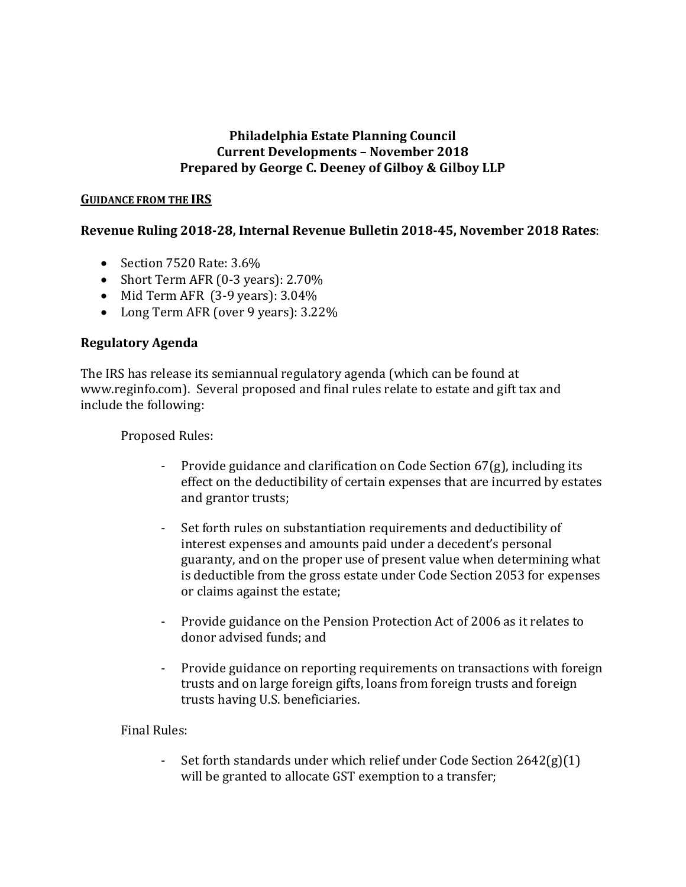**Philadelphia Estate Planning Council**
**Current Developments – November 2018**
**Prepared by George C. Deeney of Gilboy & Gilboy LLP**

## GUIDANCE FROM THE IRS

### Revenue Ruling 2018-28, Internal Revenue Bulletin 2018-45, November 2018 Rates:

- Section 7520 Rate: 3.6%
- Short Term AFR (0-3 years): 2.70%
- Mid Term AFR (3-9 years): 3.04%
- Long Term AFR (over 9 years): 3.22%

### Regulatory Agenda

The IRS has release its semiannual regulatory agenda (which can be found at www.reginfo.com). Several proposed and final rules relate to estate and gift tax and include the following:

Proposed Rules:

- Provide guidance and clarification on Code Section 67(g), including its effect on the deductibility of certain expenses that are incurred by estates and grantor trusts;

- Set forth rules on substantiation requirements and deductibility of interest expenses and amounts paid under a decedent's personal guaranty, and on the proper use of present value when determining what is deductible from the gross estate under Code Section 2053 for expenses or claims against the estate;

- Provide guidance on the Pension Protection Act of 2006 as it relates to donor advised funds; and

- Provide guidance on reporting requirements on transactions with foreign trusts and on large foreign gifts, loans from foreign trusts and foreign trusts having U.S. beneficiaries.

Final Rules:

- Set forth standards under which relief under Code Section 2642(g)(1) will be granted to allocate GST exemption to a transfer;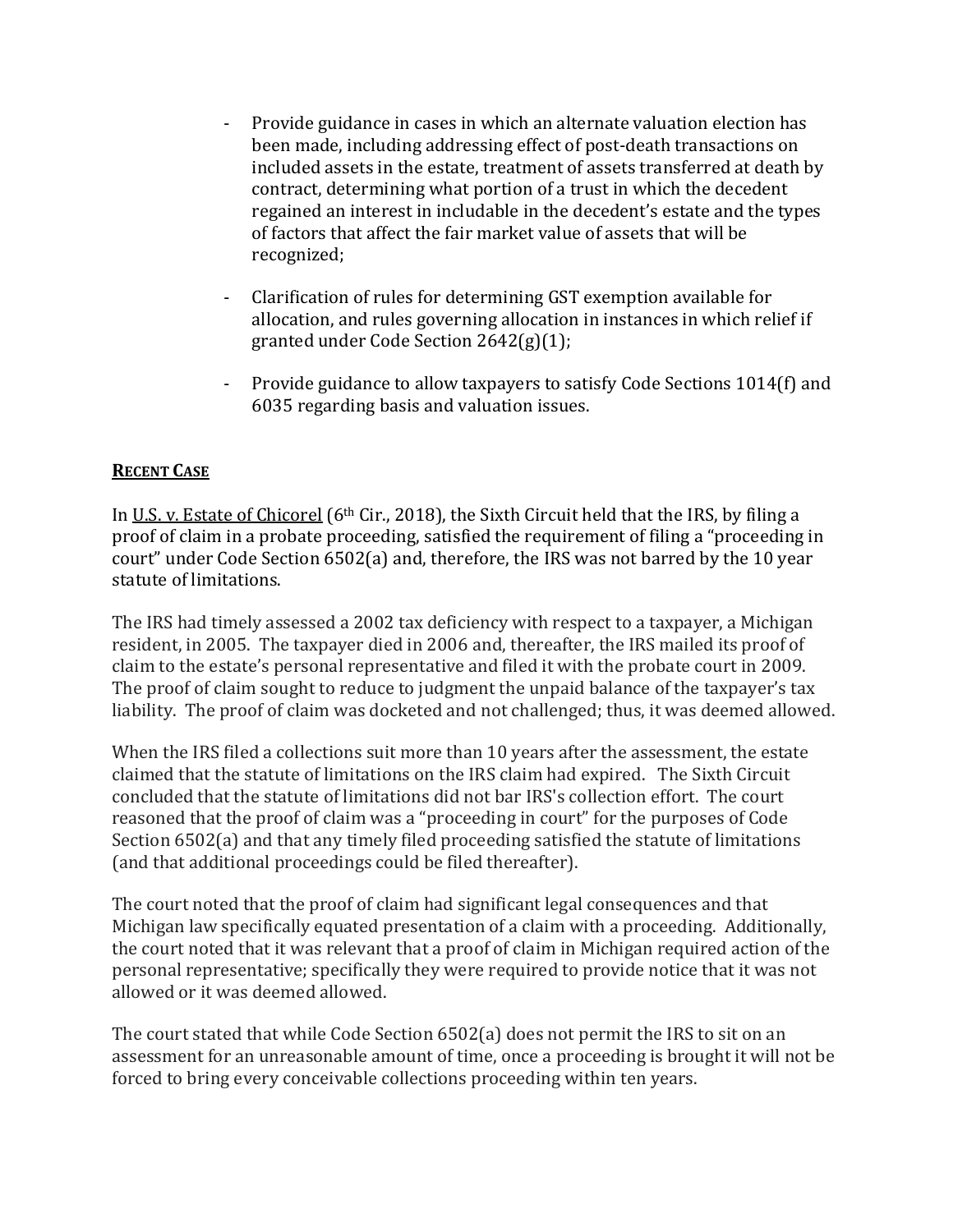- Provide guidance in cases in which an alternate valuation election has been made, including addressing effect of post-death transactions on included assets in the estate, treatment of assets transferred at death by contract, determining what portion of a trust in which the decedent regained an interest in includable in the decedent's estate and the types of factors that affect the fair market value of assets that will be recognized;

- Clarification of rules for determining GST exemption available for allocation, and rules governing allocation in instances in which relief if granted under Code Section 2642(g)(1);

- Provide guidance to allow taxpayers to satisfy Code Sections 1014(f) and 6035 regarding basis and valuation issues.

## **Recent Case**

In U.S. v. Estate of Chicorel (6th Cir., 2018), the Sixth Circuit held that the IRS, by filing a proof of claim in a probate proceeding, satisfied the requirement of filing a "proceeding in court" under Code Section 6502(a) and, therefore, the IRS was not barred by the 10 year statute of limitations.

The IRS had timely assessed a 2002 tax deficiency with respect to a taxpayer, a Michigan resident, in 2005. The taxpayer died in 2006 and, thereafter, the IRS mailed its proof of claim to the estate's personal representative and filed it with the probate court in 2009. The proof of claim sought to reduce to judgment the unpaid balance of the taxpayer's tax liability. The proof of claim was docketed and not challenged; thus, it was deemed allowed.

When the IRS filed a collections suit more than 10 years after the assessment, the estate claimed that the statute of limitations on the IRS claim had expired. The Sixth Circuit concluded that the statute of limitations did not bar IRS's collection effort. The court reasoned that the proof of claim was a "proceeding in court" for the purposes of Code Section 6502(a) and that any timely filed proceeding satisfied the statute of limitations (and that additional proceedings could be filed thereafter).

The court noted that the proof of claim had significant legal consequences and that Michigan law specifically equated presentation of a claim with a proceeding. Additionally, the court noted that it was relevant that a proof of claim in Michigan required action of the personal representative; specifically they were required to provide notice that it was not allowed or it was deemed allowed.

The court stated that while Code Section 6502(a) does not permit the IRS to sit on an assessment for an unreasonable amount of time, once a proceeding is brought it will not be forced to bring every conceivable collections proceeding within ten years.